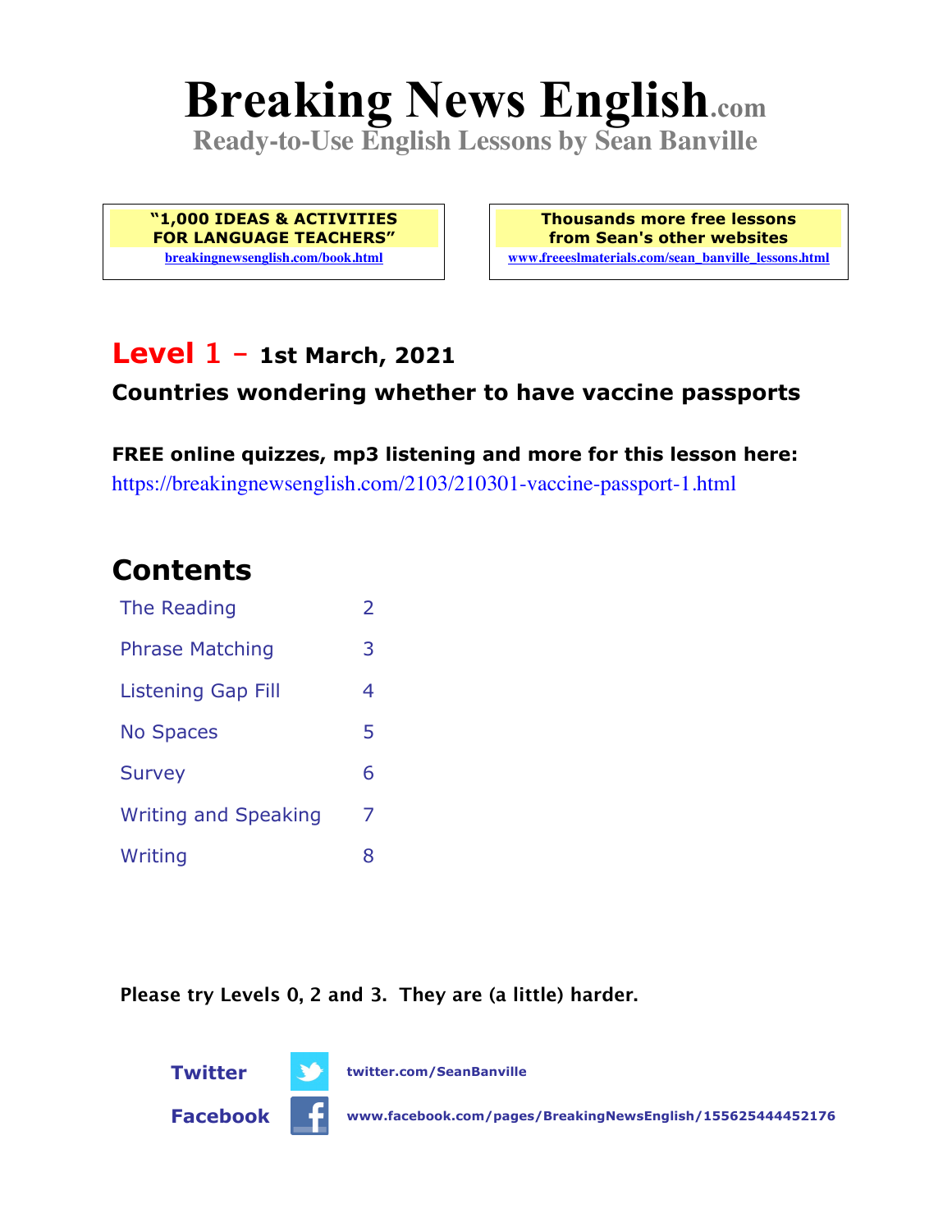# Breaking News English.com

**Ready-to-Use English Lessons by Sean Banville**

**"1,000 IDEAS & ACTIVITIES FOR LANGUAGE TEACHERS"**
breakingnewsenglish.com/book.html

**Thousands more free lessons from Sean's other websites**
www.freeeslmaterials.com/sean_banville_lessons.html

## Level 1 – 1st March, 2021

### Countries wondering whether to have vaccine passports

**FREE online quizzes, mp3 listening and more for this lesson here:**
https://breakingnewsenglish.com/2103/210301-vaccine-passport-1.html

## Contents

| | |
|---|---|
| The Reading | 2 |
| Phrase Matching | 3 |
| Listening Gap Fill | 4 |
| No Spaces | 5 |
| Survey | 6 |
| Writing and Speaking | 7 |
| Writing | 8 |

**Please try Levels 0, 2 and 3. They are (a little) harder.**

**Twitter** twitter.com/SeanBanville

**Facebook** www.facebook.com/pages/BreakingNewsEnglish/155625444452176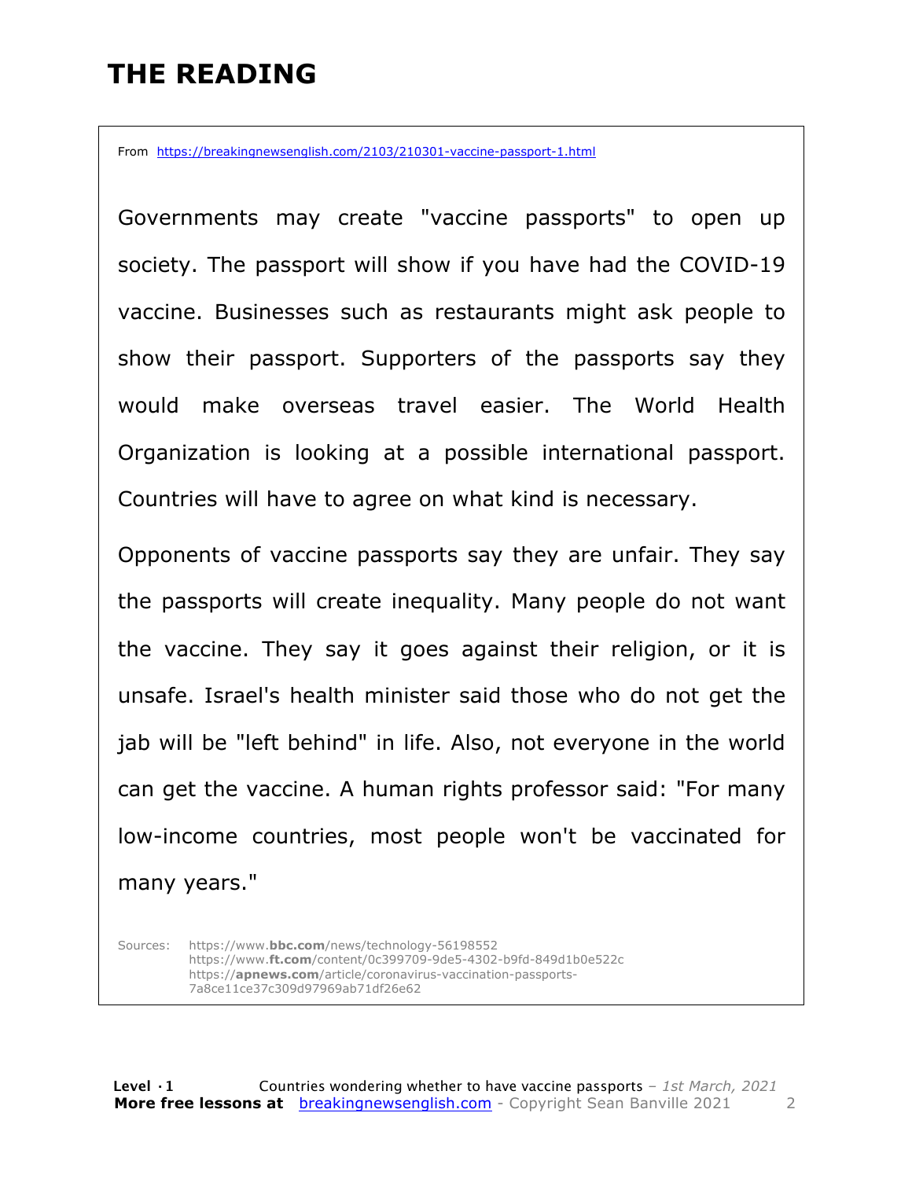# THE READING

From https://breakingnewsenglish.com/2103/210301-vaccine-passport-1.html

Governments may create "vaccine passports" to open up society. The passport will show if you have had the COVID-19 vaccine. Businesses such as restaurants might ask people to show their passport. Supporters of the passports say they would make overseas travel easier. The World Health Organization is looking at a possible international passport. Countries will have to agree on what kind is necessary.

Opponents of vaccine passports say they are unfair. They say the passports will create inequality. Many people do not want the vaccine. They say it goes against their religion, or it is unsafe. Israel's health minister said those who do not get the jab will be "left behind" in life. Also, not everyone in the world can get the vaccine. A human rights professor said: "For many low-income countries, most people won't be vaccinated for many years."

Sources: https://www.**bbc.com**/news/technology-56198552
https://www.**ft.com**/content/0c399709-9de5-4302-b9fd-849d1b0e522c
https://**apnews.com**/article/coronavirus-vaccination-passports-7a8ce11ce37c309d97969ab71df26e62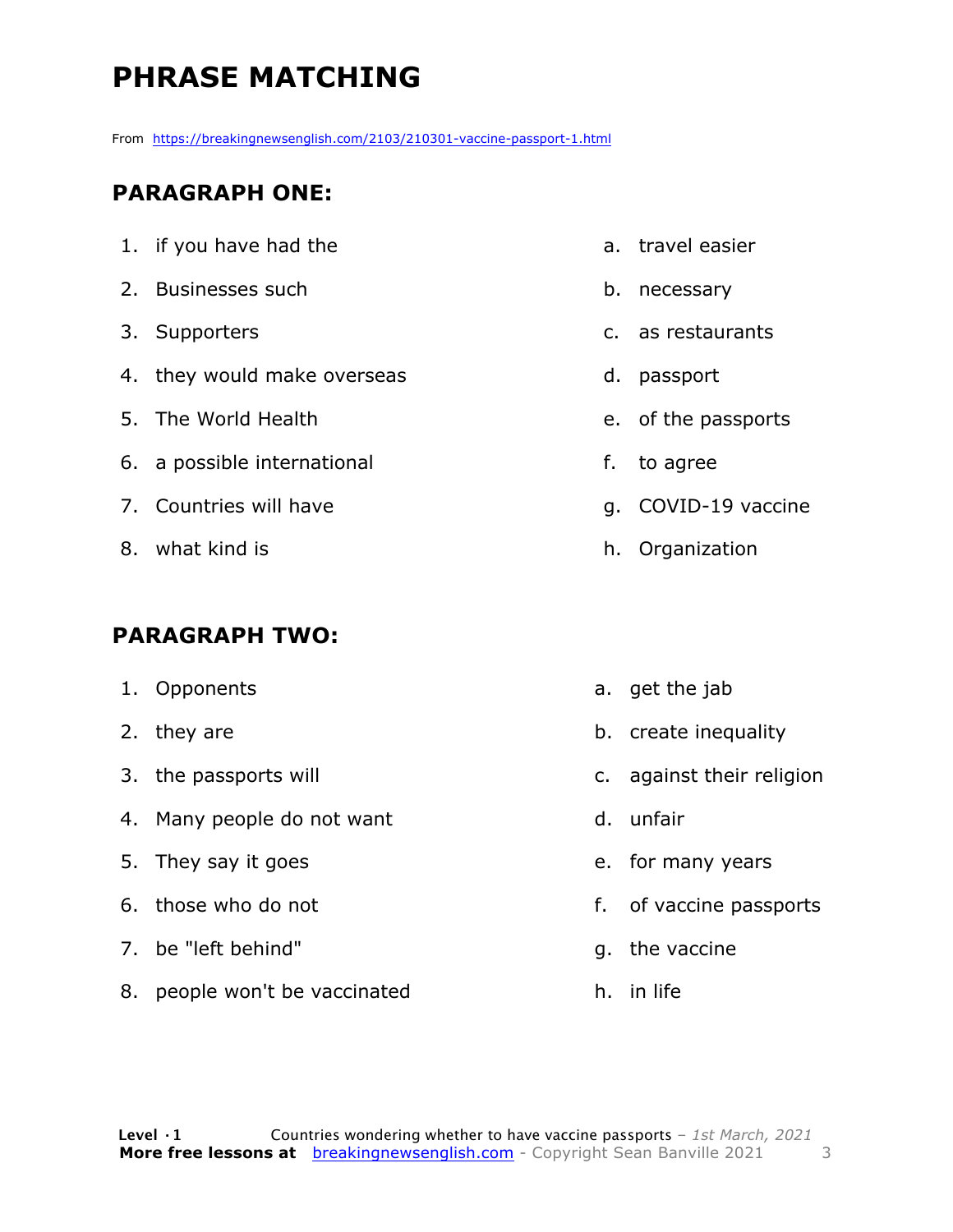# PHRASE MATCHING

From https://breakingnewsenglish.com/2103/210301-vaccine-passport-1.html

## PARAGRAPH ONE:

1. if you have had the
2. Businesses such
3. Supporters
4. they would make overseas
5. The World Health
6. a possible international
7. Countries will have
8. what kind is

a. travel easier
b. necessary
c. as restaurants
d. passport
e. of the passports
f. to agree
g. COVID-19 vaccine
h. Organization

## PARAGRAPH TWO:

1. Opponents
2. they are
3. the passports will
4. Many people do not want
5. They say it goes
6. those who do not
7. be "left behind"
8. people won't be vaccinated

a. get the jab
b. create inequality
c. against their religion
d. unfair
e. for many years
f. of vaccine passports
g. the vaccine
h. in life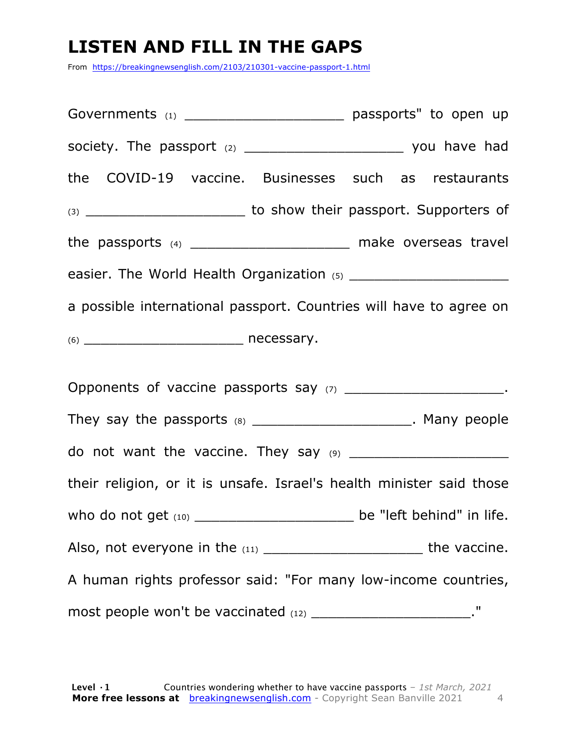# LISTEN AND FILL IN THE GAPS

From https://breakingnewsenglish.com/2103/210301-vaccine-passport-1.html

Governments (1) ____________________ passports" to open up society. The passport (2) ____________________ you have had the COVID-19 vaccine. Businesses such as restaurants (3) ____________________ to show their passport. Supporters of the passports (4) ____________________ make overseas travel easier. The World Health Organization (5) ____________________ a possible international passport. Countries will have to agree on (6) ____________________ necessary.

Opponents of vaccine passports say (7) ____________________. They say the passports (8) ____________________. Many people do not want the vaccine. They say (9) ____________________ their religion, or it is unsafe. Israel's health minister said those who do not get (10) ____________________ be "left behind" in life. Also, not everyone in the (11) ____________________ the vaccine. A human rights professor said: "For many low-income countries, most people won't be vaccinated (12) ____________________."

**Level · 1** Countries wondering whether to have vaccine passports – *1st March, 2021*
**More free lessons at** breakingnewsenglish.com - Copyright Sean Banville 2021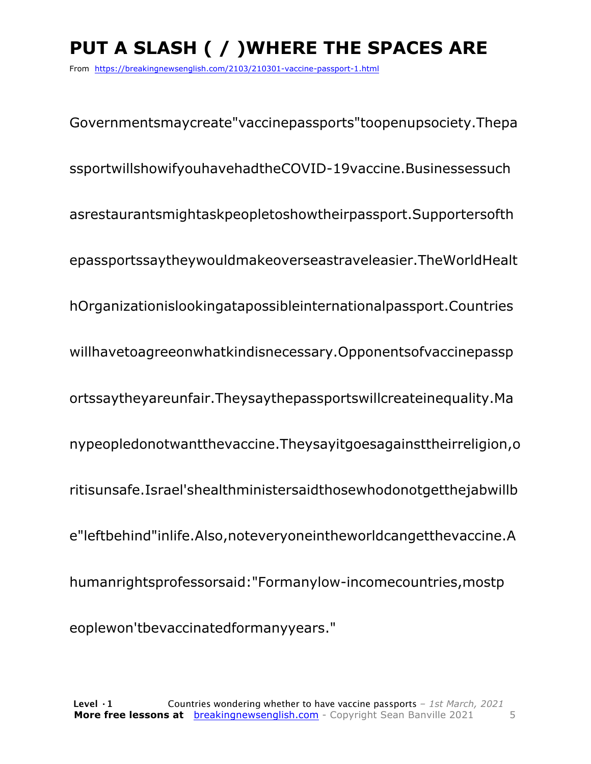# PUT A SLASH ( / )WHERE THE SPACES ARE

From https://breakingnewsenglish.com/2103/210301-vaccine-passport-1.html

Governmentsmaycreate"vaccinepassports"toopenupsociety.Thepa

ssportwillshowifyouhavehadtheCOVID-19vaccine.Businessessuch

asrestaurantsmightaskpeopletoshowtheirpassport.Supportersofth

epassportssaytheywouldmakeoverseastraveleasier.TheWorldHealt

hOrganizationislookingatapossibleinternationalpassport.Countries

willhavetoagreeonwhatkindisnecessary.Opponentsofvaccinepassp

ortssaytheyareunfair.Theysaythepassportswillcreateinequality.Ma

nypeopledonotwantthevaccine.Theysayitgoesagainsttheirreligion,o

ritisunsafe.Israel'shealthministersaidthosewhodonotgetthejabwillb

e"leftbehind"inlife.Also,noteveryoneintheworldcangetthevaccine.A

humanrightsprofessorsaid:"Formanylow-incomecountries,mostp

eoplewon'tbevaccinatedformanyyears."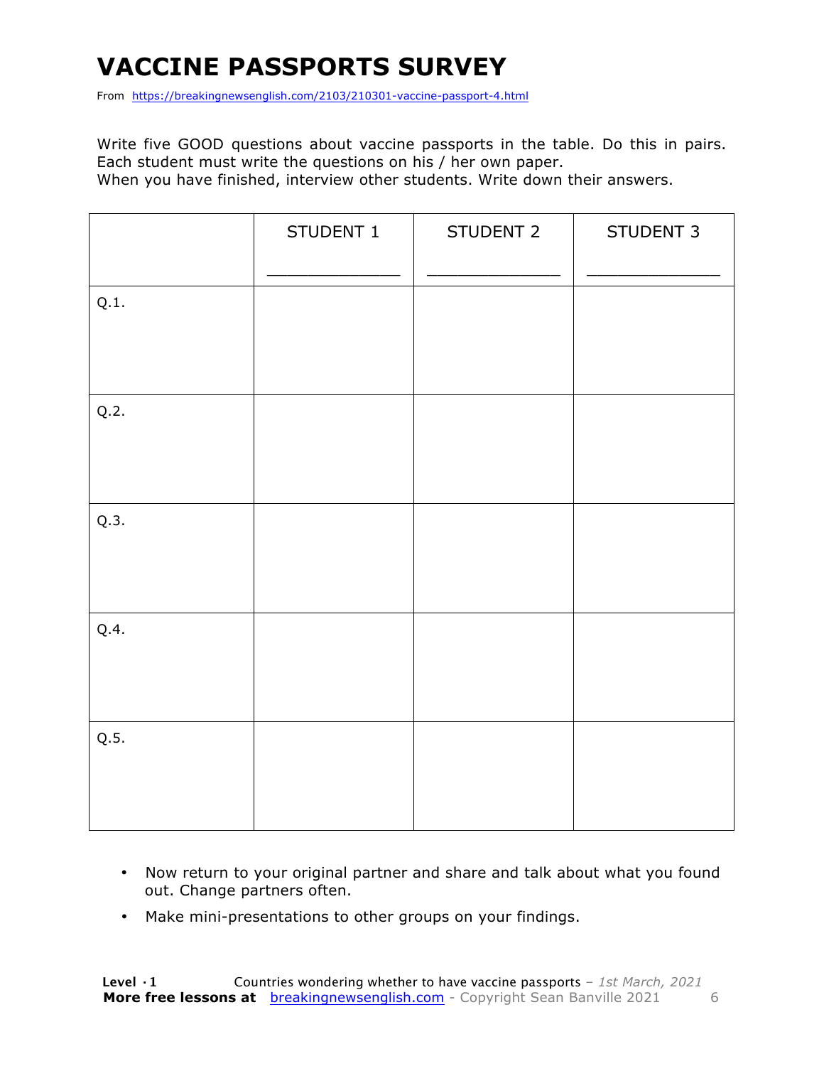# VACCINE PASSPORTS SURVEY

From https://breakingnewsenglish.com/2103/210301-vaccine-passport-4.html

Write five GOOD questions about vaccine passports in the table. Do this in pairs. Each student must write the questions on his / her own paper.
When you have finished, interview other students. Write down their answers.

| | STUDENT 1<br>_______________ | STUDENT 2<br>_______________ | STUDENT 3<br>_______________ |
|---|---|---|---|
| Q.1. | | | |
| Q.2. | | | |
| Q.3. | | | |
| Q.4. | | | |
| Q.5. | | | |

- Now return to your original partner and share and talk about what you found out. Change partners often.
- Make mini-presentations to other groups on your findings.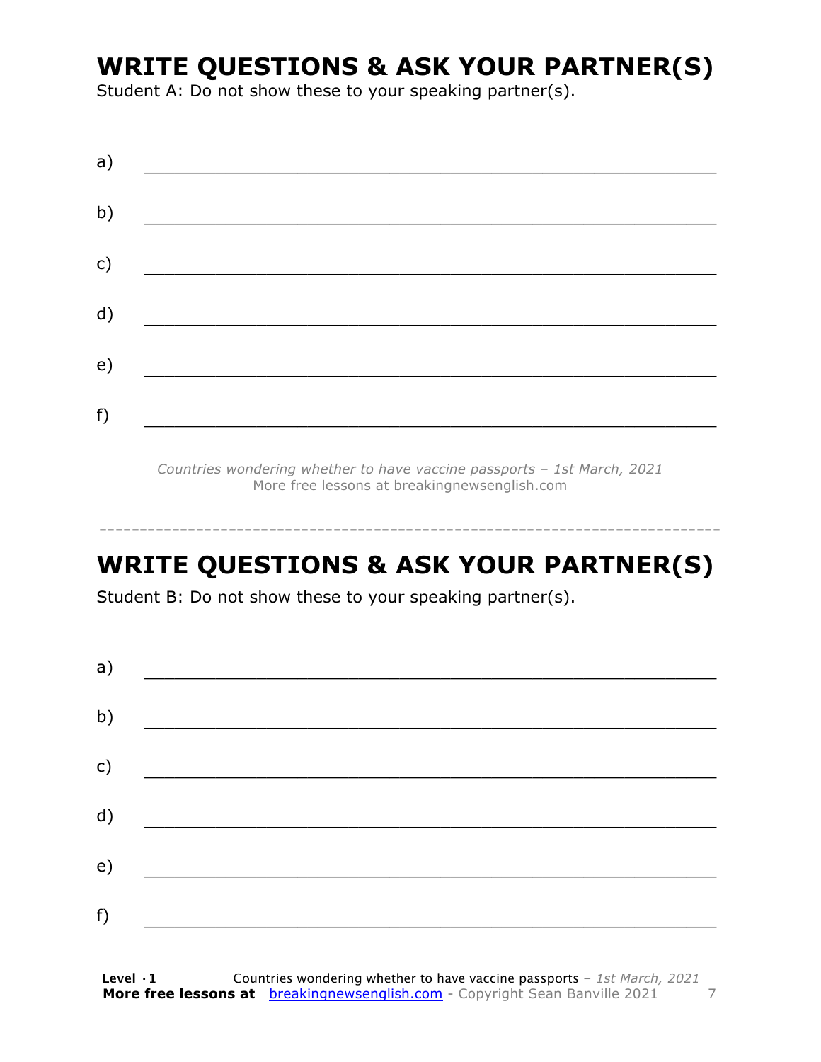## WRITE QUESTIONS & ASK YOUR PARTNER(S)

Student A: Do not show these to your speaking partner(s).

a) ___________________________________________________________

b) ___________________________________________________________

c) ___________________________________________________________

d) ___________________________________________________________

e) ___________________________________________________________

f) ___________________________________________________________

*Countries wondering whether to have vaccine passports – 1st March, 2021*
More free lessons at breakingnewsenglish.com

---

## WRITE QUESTIONS & ASK YOUR PARTNER(S)

Student B: Do not show these to your speaking partner(s).

a) ___________________________________________________________

b) ___________________________________________________________

c) ___________________________________________________________

d) ___________________________________________________________

e) ___________________________________________________________

f) ___________________________________________________________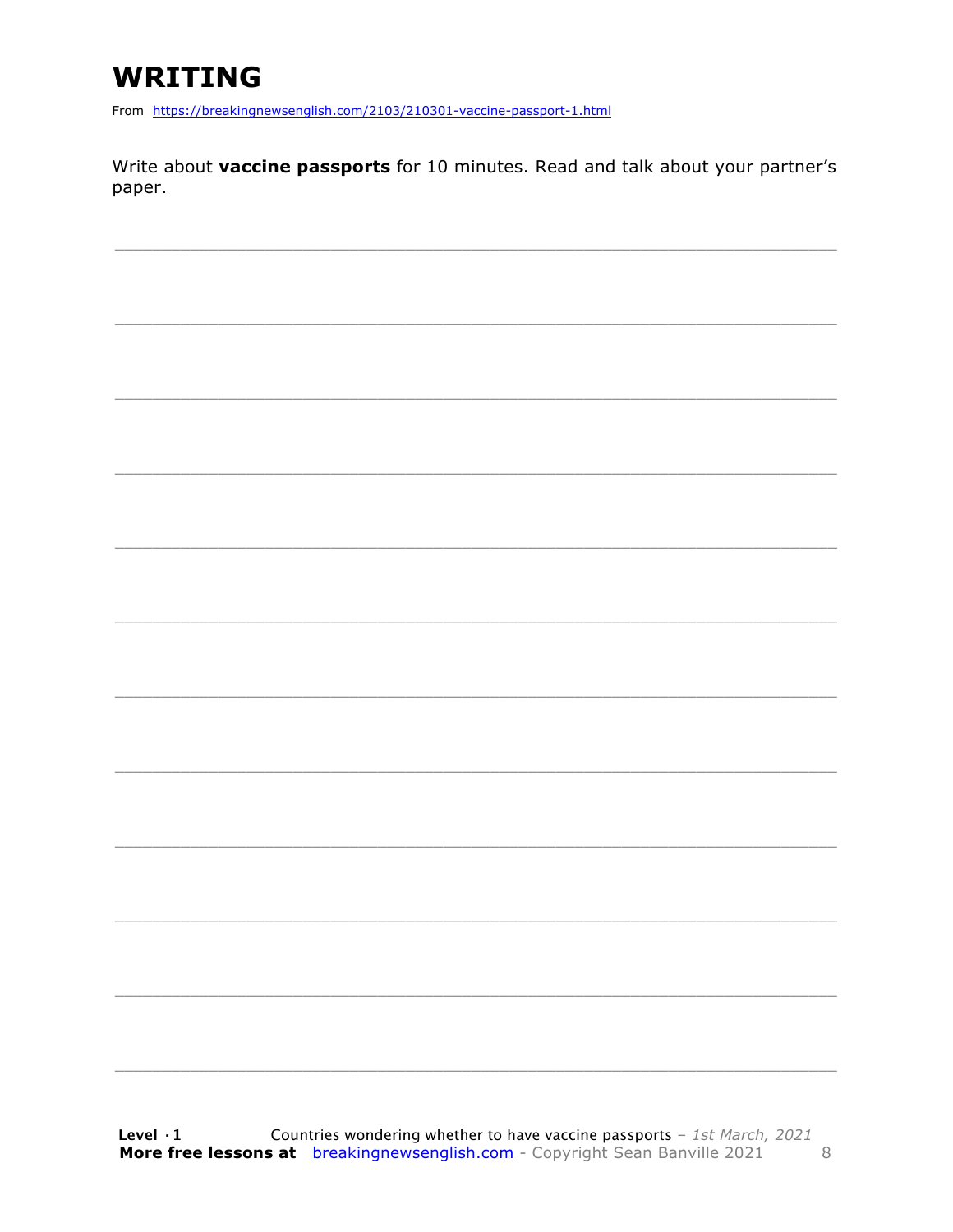# WRITING

From https://breakingnewsenglish.com/2103/210301-vaccine-passport-1.html

Write about **vaccine passports** for 10 minutes. Read and talk about your partner's paper.

___

___

___

___

___

___

___

___

___

___

___

___